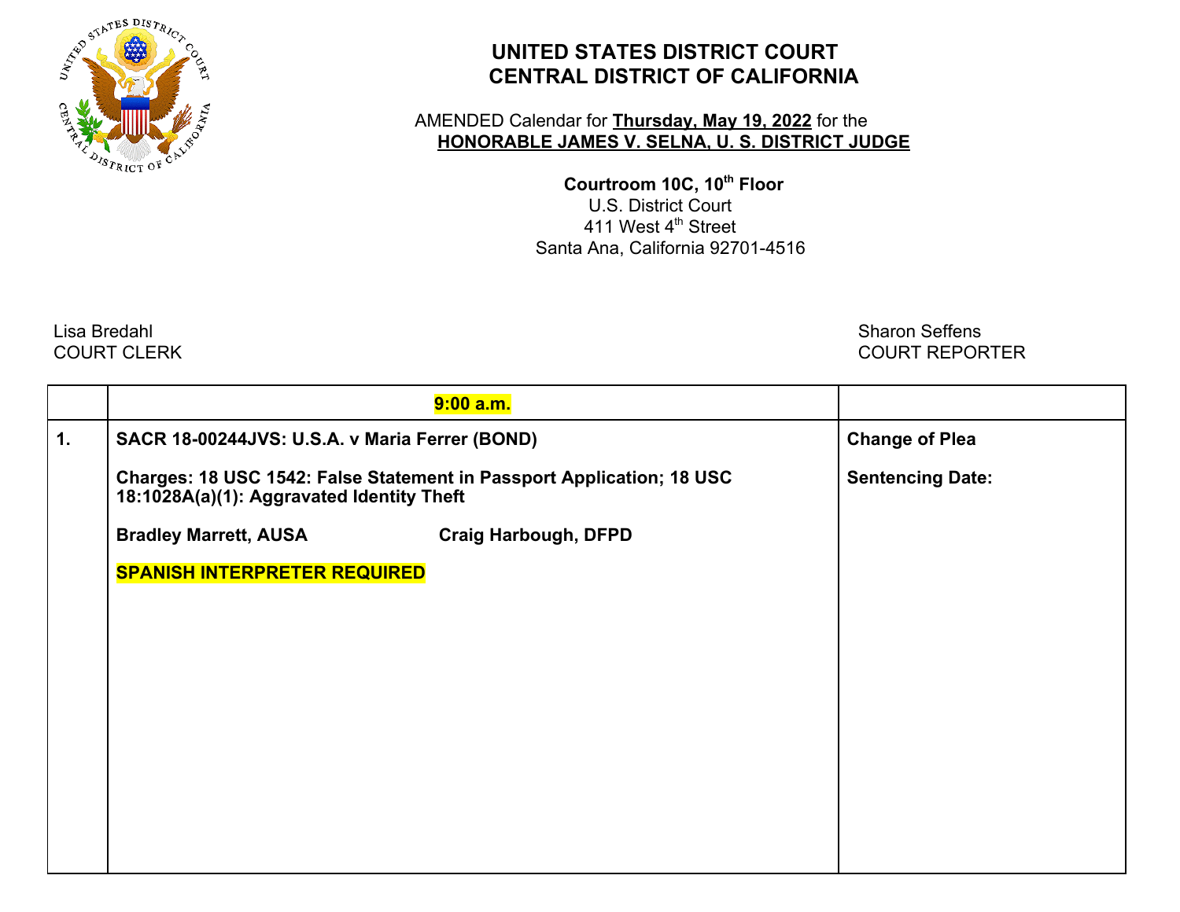# UNITED STATES DISTRICT COURT
# CENTRAL DISTRICT OF CALIFORNIA

AMENDED Calendar for **Thursday, May 19, 2022** for the
**HONORABLE JAMES V. SELNA, U. S. DISTRICT JUDGE**

**Courtroom 10C, 10th Floor**
U.S. District Court
411 West 4th Street
Santa Ana, California 92701-4516

Lisa Bredahl
COURT CLERK

Sharon Seffens
COURT REPORTER

| | **9:00 a.m.** | |
|---|---|---|
| **1.** | **SACR 18-00244JVS: U.S.A. v Maria Ferrer (BOND)**<br><br>**Charges: 18 USC 1542: False Statement in Passport Application; 18 USC 18:1028A(a)(1): Aggravated Identity Theft**<br><br>**Bradley Marrett, AUSA** **Craig Harbough, DFPD**<br><br>**SPANISH INTERPRETER REQUIRED** | **Change of Plea**<br><br>**Sentencing Date:** |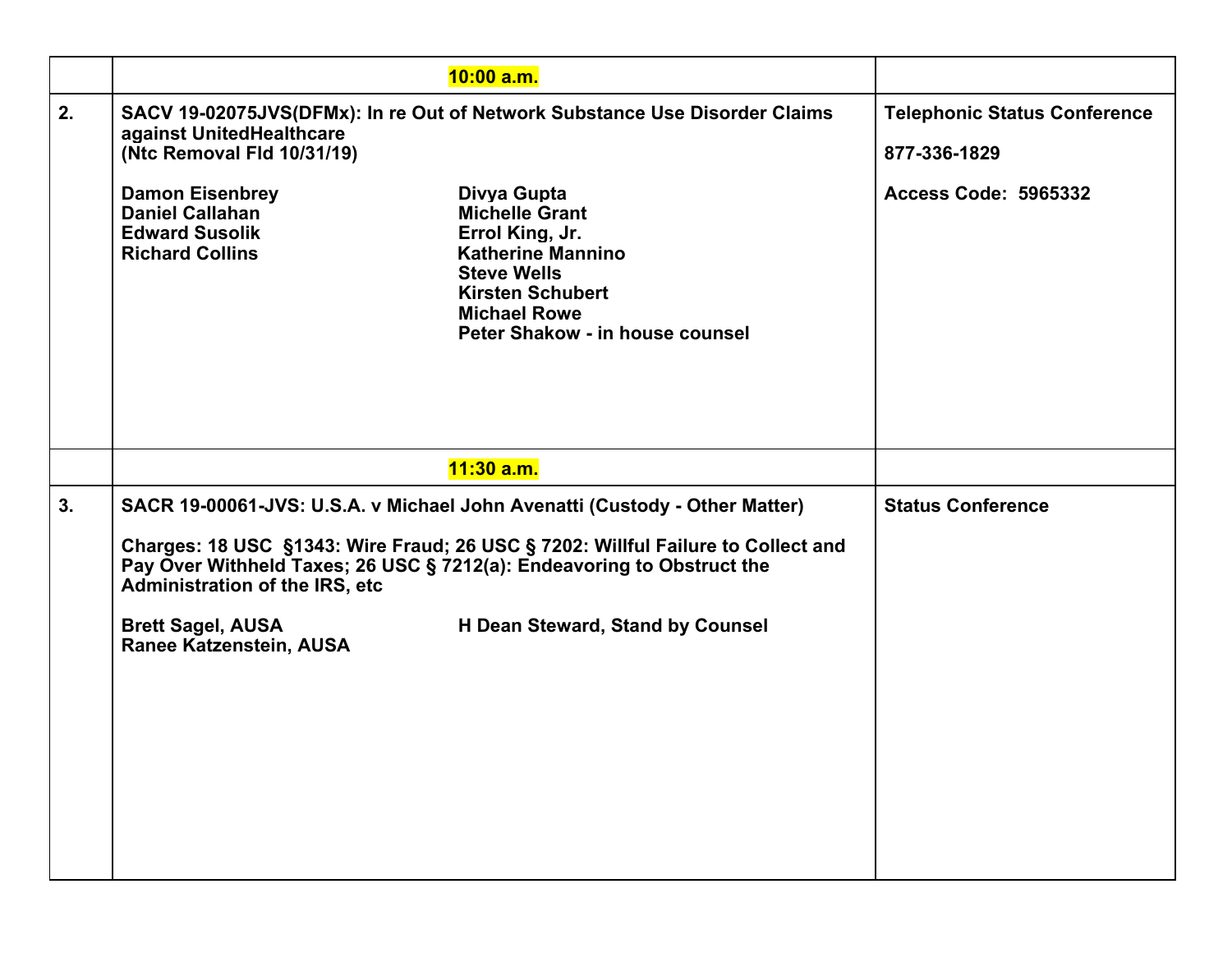| | | |
|---|---|---|
| | **10:00 a.m.** | |
| **2.** | **SACV 19-02075JVS(DFMx): In re Out of Network Substance Use Disorder Claims against UnitedHealthcare**<br>**(Ntc Removal Fld 10/31/19)**<br><br>**Damon Eisenbrey**<br>**Daniel Callahan**<br>**Edward Susolik**<br>**Richard Collins**<br><br>**Divya Gupta**<br>**Michelle Grant**<br>**Errol King, Jr.**<br>**Katherine Mannino**<br>**Steve Wells**<br>**Kirsten Schubert**<br>**Michael Rowe**<br>**Peter Shakow - in house counsel** | **Telephonic Status Conference**<br><br>**877-336-1829**<br><br>**Access Code: 5965332** |
| | **11:30 a.m.** | |
| **3.** | **SACR 19-00061-JVS: U.S.A. v Michael John Avenatti (Custody - Other Matter)**<br><br>**Charges: 18 USC §1343: Wire Fraud; 26 USC § 7202: Willful Failure to Collect and Pay Over Withheld Taxes; 26 USC § 7212(a): Endeavoring to Obstruct the Administration of the IRS, etc**<br><br>**Brett Sagel, AUSA**<br>**Ranee Katzenstein, AUSA**<br><br>**H Dean Steward, Stand by Counsel** | **Status Conference** |